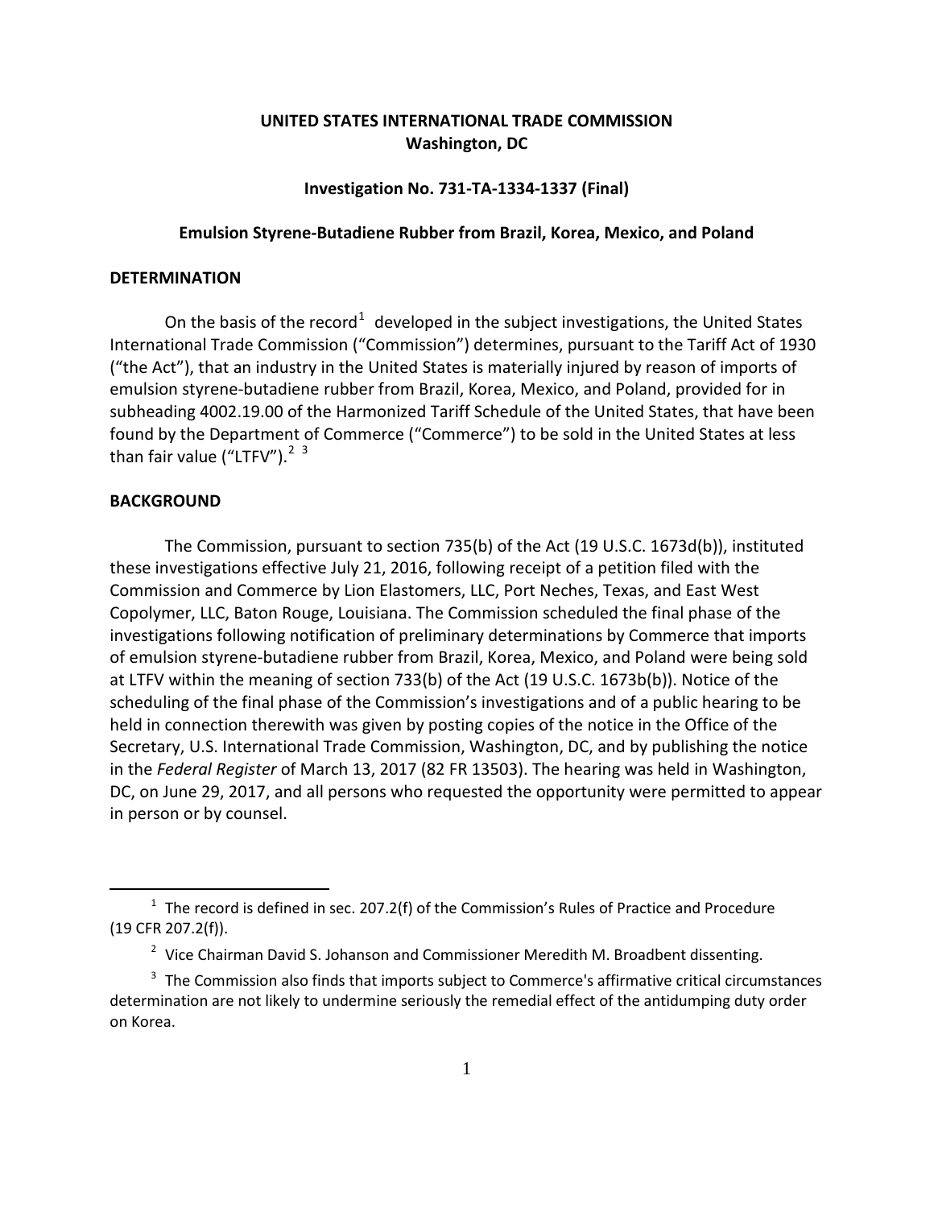**UNITED STATES INTERNATIONAL TRADE COMMISSION**
**Washington, DC**

**Investigation No. 731-TA-1334-1337 (Final)**

**Emulsion Styrene-Butadiene Rubber from Brazil, Korea, Mexico, and Poland**

## DETERMINATION

On the basis of the record[1] developed in the subject investigations, the United States International Trade Commission ("Commission") determines, pursuant to the Tariff Act of 1930 ("the Act"), that an industry in the United States is materially injured by reason of imports of emulsion styrene-butadiene rubber from Brazil, Korea, Mexico, and Poland, provided for in subheading 4002.19.00 of the Harmonized Tariff Schedule of the United States, that have been found by the Department of Commerce ("Commerce") to be sold in the United States at less than fair value ("LTFV").[2] [3]

## BACKGROUND

The Commission, pursuant to section 735(b) of the Act (19 U.S.C. 1673d(b)), instituted these investigations effective July 21, 2016, following receipt of a petition filed with the Commission and Commerce by Lion Elastomers, LLC, Port Neches, Texas, and East West Copolymer, LLC, Baton Rouge, Louisiana. The Commission scheduled the final phase of the investigations following notification of preliminary determinations by Commerce that imports of emulsion styrene-butadiene rubber from Brazil, Korea, Mexico, and Poland were being sold at LTFV within the meaning of section 733(b) of the Act (19 U.S.C. 1673b(b)). Notice of the scheduling of the final phase of the Commission's investigations and of a public hearing to be held in connection therewith was given by posting copies of the notice in the Office of the Secretary, U.S. International Trade Commission, Washington, DC, and by publishing the notice in the *Federal Register* of March 13, 2017 (82 FR 13503). The hearing was held in Washington, DC, on June 29, 2017, and all persons who requested the opportunity were permitted to appear in person or by counsel.

---

[1] The record is defined in sec. 207.2(f) of the Commission's Rules of Practice and Procedure (19 CFR 207.2(f)).

[2] Vice Chairman David S. Johanson and Commissioner Meredith M. Broadbent dissenting.

[3] The Commission also finds that imports subject to Commerce's affirmative critical circumstances determination are not likely to undermine seriously the remedial effect of the antidumping duty order on Korea.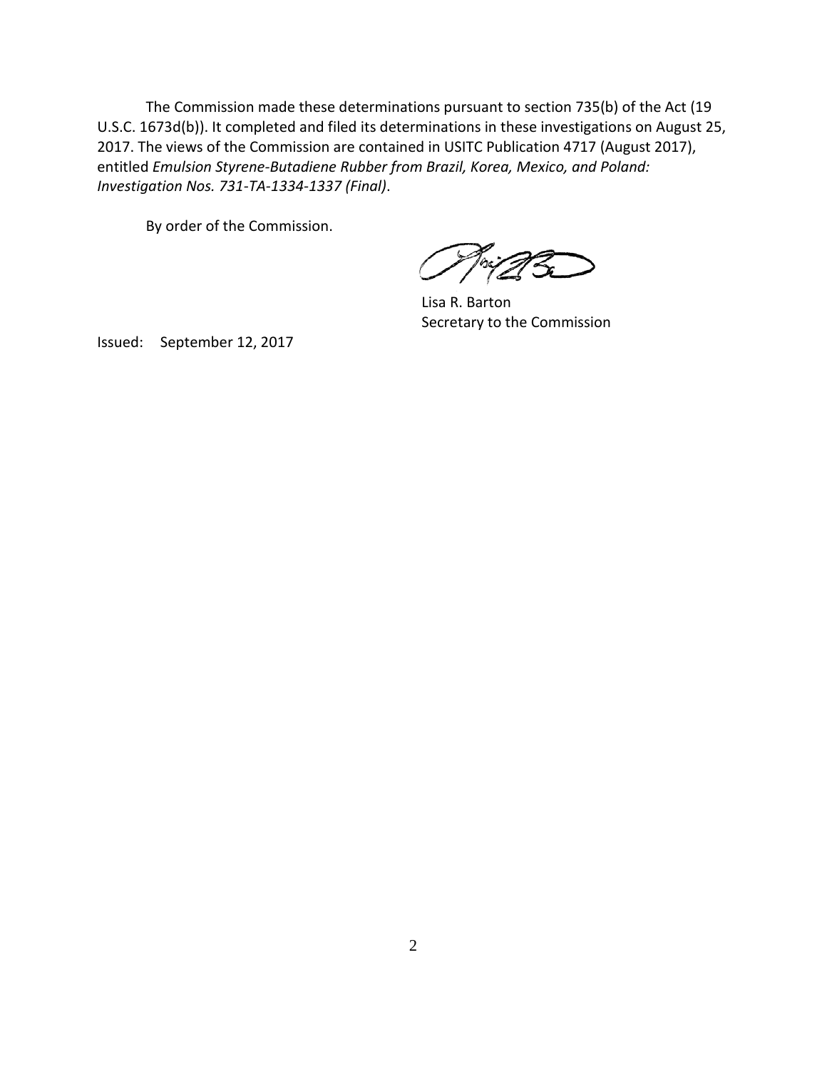The Commission made these determinations pursuant to section 735(b) of the Act (19 U.S.C. 1673d(b)). It completed and filed its determinations in these investigations on August 25, 2017. The views of the Commission are contained in USITC Publication 4717 (August 2017), entitled *Emulsion Styrene-Butadiene Rubber from Brazil, Korea, Mexico, and Poland: Investigation Nos. 731-TA-1334-1337 (Final)*.

By order of the Commission.

Lisa R. Barton
Secretary to the Commission

Issued: September 12, 2017